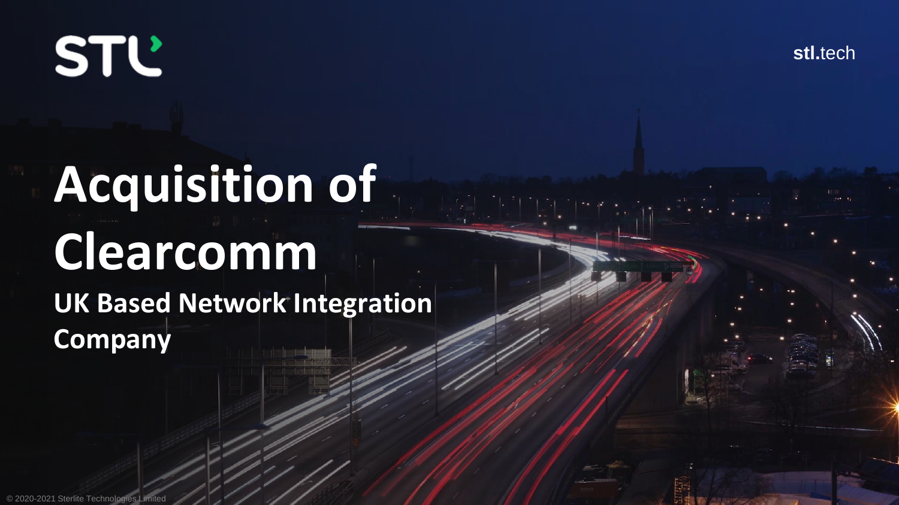STL

stl.tech

# Acquisition of Clearcomm

## UK Based Network Integration Company

© 2020-2021 Sterlite Technologies Limited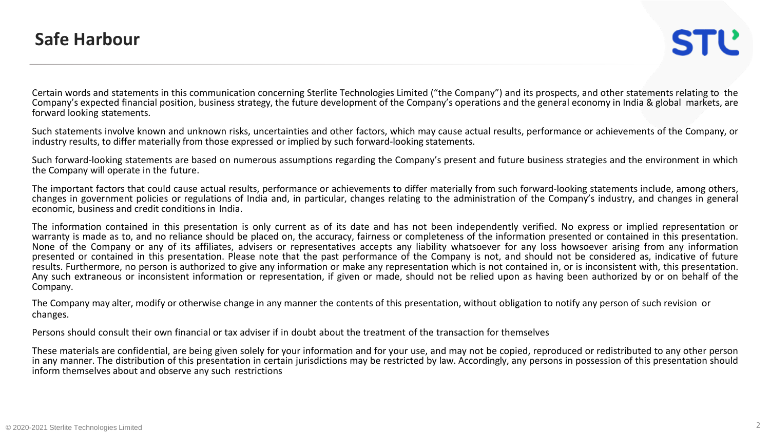## Safe Harbour

Certain words and statements in this communication concerning Sterlite Technologies Limited ("the Company") and its prospects, and other statements relating to the Company's expected financial position, business strategy, the future development of the Company's operations and the general economy in India & global markets, are forward looking statements.

Such statements involve known and unknown risks, uncertainties and other factors, which may cause actual results, performance or achievements of the Company, or industry results, to differ materially from those expressed or implied by such forward-looking statements.

Such forward-looking statements are based on numerous assumptions regarding the Company's present and future business strategies and the environment in which the Company will operate in the future.

The important factors that could cause actual results, performance or achievements to differ materially from such forward-looking statements include, among others, changes in government policies or regulations of India and, in particular, changes relating to the administration of the Company's industry, and changes in general economic, business and credit conditions in India.

The information contained in this presentation is only current as of its date and has not been independently verified. No express or implied representation or warranty is made as to, and no reliance should be placed on, the accuracy, fairness or completeness of the information presented or contained in this presentation. None of the Company or any of its affiliates, advisers or representatives accepts any liability whatsoever for any loss howsoever arising from any information presented or contained in this presentation. Please note that the past performance of the Company is not, and should not be considered as, indicative of future results. Furthermore, no person is authorized to give any information or make any representation which is not contained in, or is inconsistent with, this presentation. Any such extraneous or inconsistent information or representation, if given or made, should not be relied upon as having been authorized by or on behalf of the Company.

The Company may alter, modify or otherwise change in any manner the contents of this presentation, without obligation to notify any person of such revision or changes.

Persons should consult their own financial or tax adviser if in doubt about the treatment of the transaction for themselves

These materials are confidential, are being given solely for your information and for your use, and may not be copied, reproduced or redistributed to any other person in any manner. The distribution of this presentation in certain jurisdictions may be restricted by law. Accordingly, any persons in possession of this presentation should inform themselves about and observe any such restrictions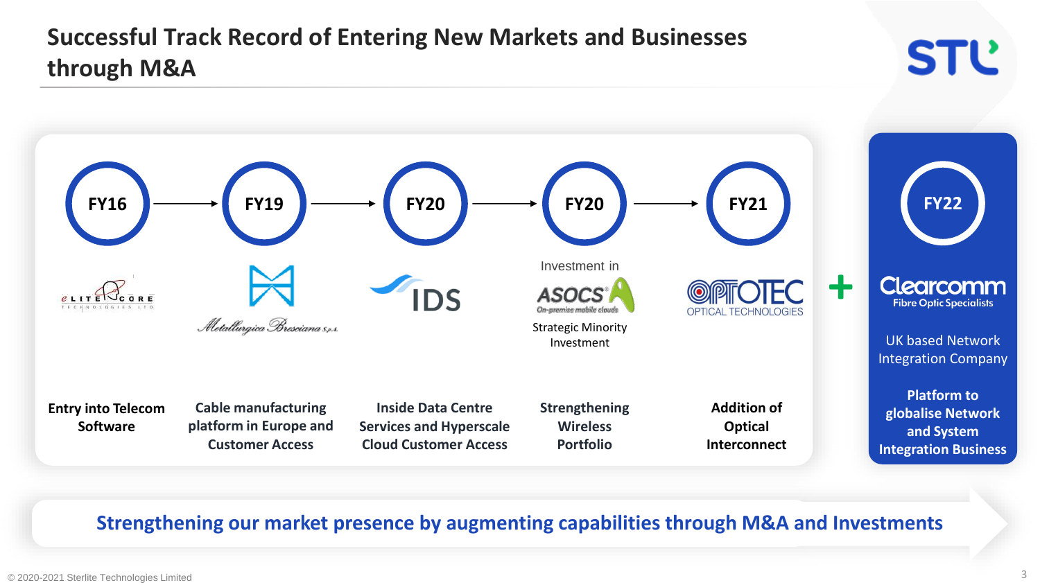# Successful Track Record of Entering New Markets and Businesses through M&A

| FY16 | FY19 | FY20 | FY20 | FY21 |
|---|---|---|---|---|
| Elitecore Technologies Ltd | Metallurgica Bresciana S.p.A. | IDS | Investment in ASOCS (On-premise mobile clouds) — Strategic Minority Investment | OPTOTEC Optical Technologies |
| **Entry into Telecom Software** | Cable manufacturing platform in Europe and Customer Access | Inside Data Centre Services and Hyperscale Cloud Customer Access | Strengthening Wireless Portfolio | **Addition of Optical Interconnect** |

**+**

**FY22**

**Clearcomm** — Fibre Optic Specialists

UK based Network Integration Company

**Platform to globalise Network and System Integration Business**

**Strengthening our market presence by augmenting capabilities through M&A and Investments**

© 2020-2021 Sterlite Technologies Limited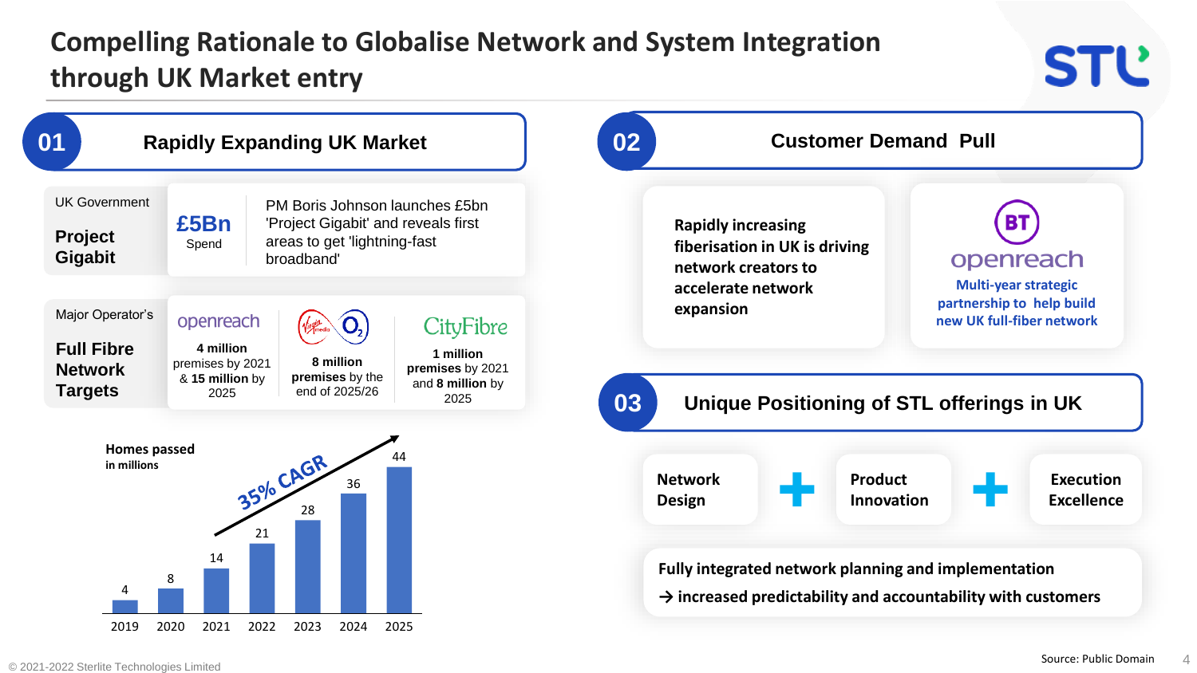# Compelling Rationale to Globalise Network and System Integration through UK Market entry

## 01 Rapidly Expanding UK Market

| UK Government | | |
|---|---|---|
| **Project Gigabit** | **£5Bn** Spend | PM Boris Johnson launches £5bn 'Project Gigabit' and reveals first areas to get 'lightning-fast broadband' |

| Major Operator's Full Fibre Network Targets | openreach | Virgin Media O2 | CityFibre |
|---|---|---|---|
| | **4 million** premises by 2021 & **15 million** by 2025 | **8 million premises** by the end of 2025/26 | **1 million premises** by 2021 and **8 million** by 2025 |

**Homes passed** in millions

| Year | 2019 | 2020 | 2021 | 2022 | 2023 | 2024 | 2025 |
|---|---|---|---|---|---|---|---|
| Homes passed | 4 | 8 | 14 | 21 | 28 | 36 | 44 |

35% CAGR

## 02 Customer Demand Pull

Rapidly increasing fiberisation in UK is driving network creators to accelerate network expansion

BT openreach — Multi-year strategic partnership to help build new UK full-fiber network

## 03 Unique Positioning of STL offerings in UK

Network Design + Product Innovation + Execution Excellence

Fully integrated network planning and implementation
→ increased predictability and accountability with customers

Source: Public Domain

© 2021-2022 Sterlite Technologies Limited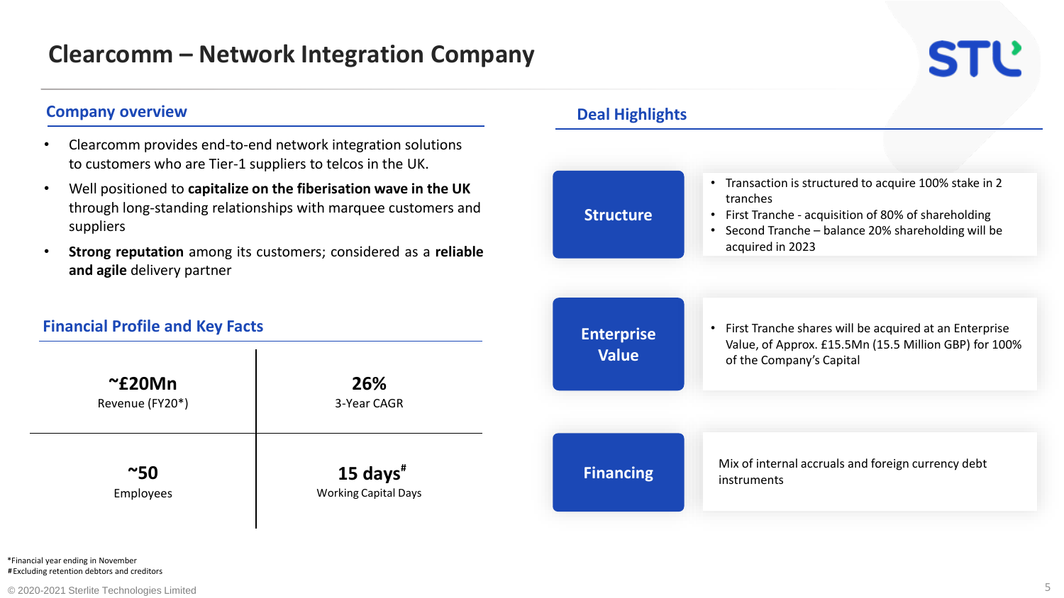# Clearcomm – Network Integration Company

## Company overview

- Clearcomm provides end-to-end network integration solutions to customers who are Tier-1 suppliers to telcos in the UK.
- Well positioned to **capitalize on the fiberisation wave in the UK** through long-standing relationships with marquee customers and suppliers
- **Strong reputation** among its customers; considered as a **reliable and agile** delivery partner

## Financial Profile and Key Facts

| | |
|---|---|
| **~£20Mn**<br>Revenue (FY20*) | **26%**<br>3-Year CAGR |
| **~50**<br>Employees | **15 days#**<br>Working Capital Days |

## Deal Highlights

**Structure**

- Transaction is structured to acquire 100% stake in 2 tranches
- First Tranche - acquisition of 80% of shareholding
- Second Tranche – balance 20% shareholding will be acquired in 2023

**Enterprise Value**

- First Tranche shares will be acquired at an Enterprise Value, of Approx. £15.5Mn (15.5 Million GBP) for 100% of the Company's Capital

**Financing**

Mix of internal accruals and foreign currency debt instruments

*Financial year ending in November
#Excluding retention debtors and creditors

© 2020-2021 Sterlite Technologies Limited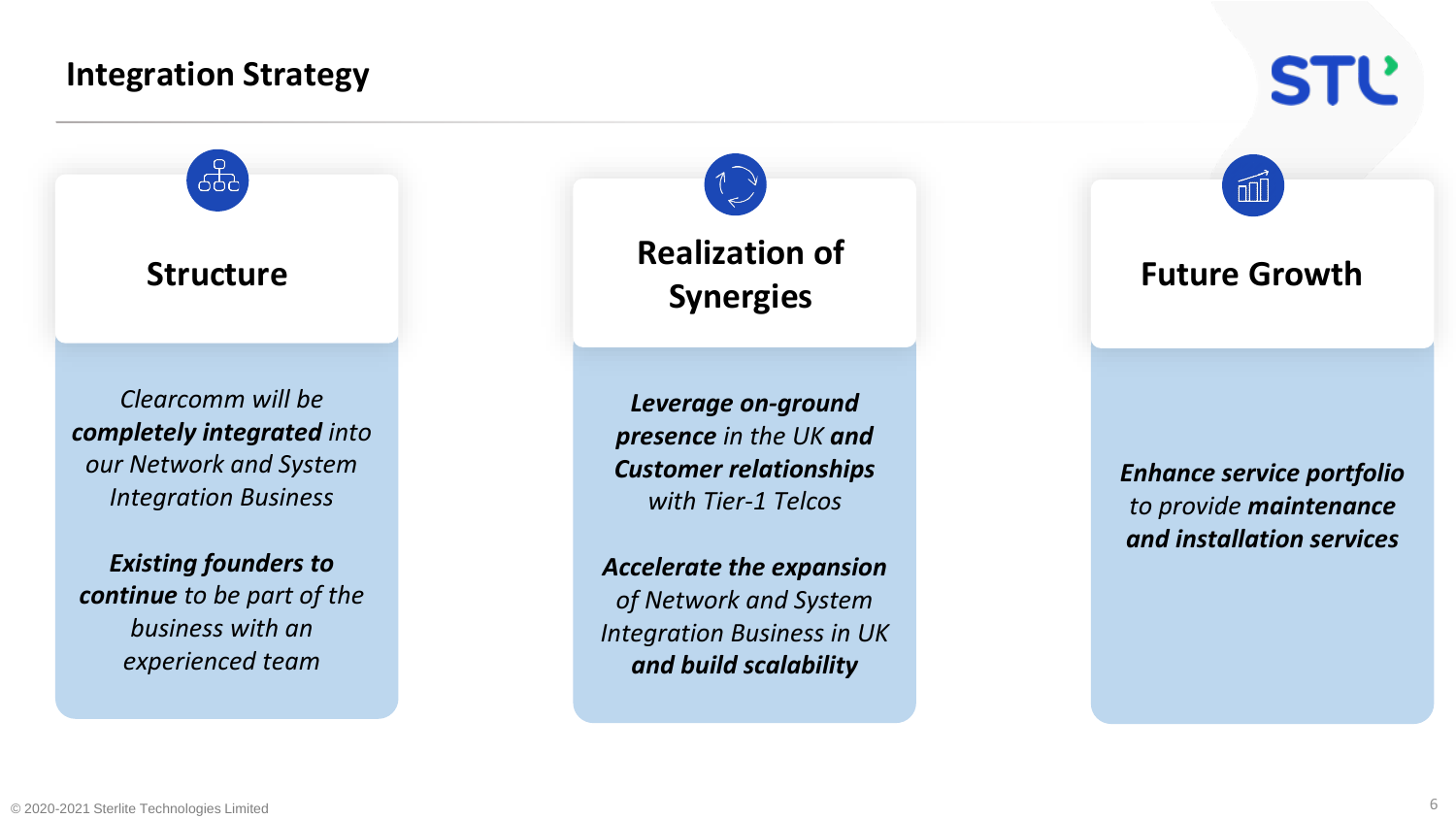# Integration Strategy

## Structure

*Clearcomm will be **completely integrated** into our Network and System Integration Business*

***Existing founders to continue** to be part of the business with an experienced team*

## Realization of Synergies

***Leverage on-ground presence** in the UK **and Customer relationships** with Tier-1 Telcos*

***Accelerate the expansion** of Network and System Integration Business in UK **and build scalability***

## Future Growth

***Enhance service portfolio** to provide **maintenance and installation services***

© 2020-2021 Sterlite Technologies Limited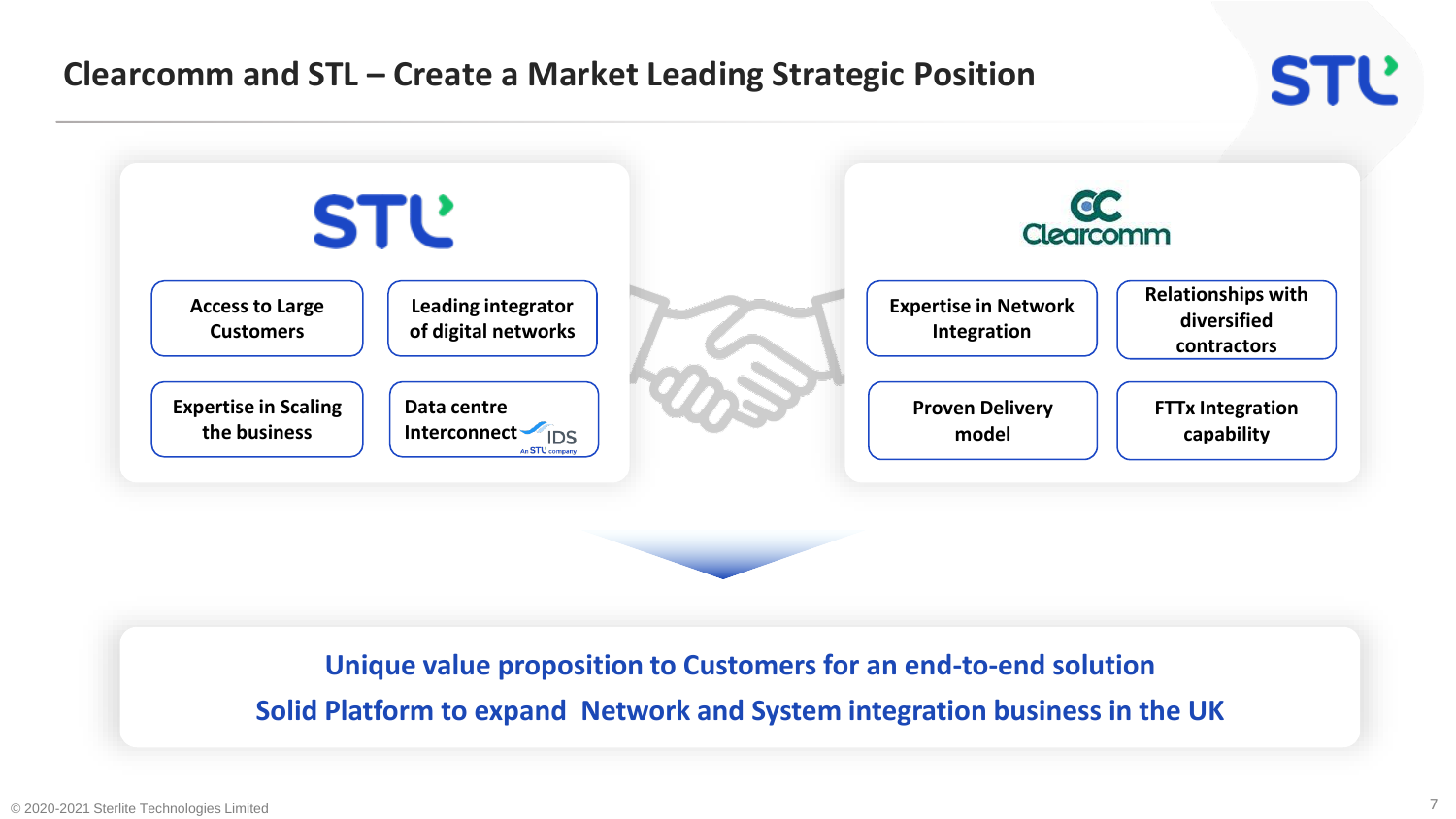# Clearcomm and STL – Create a Market Leading Strategic Position

## STL

- Access to Large Customers
- Leading integrator of digital networks
- Expertise in Scaling the business
- Data centre Interconnect IDS An STL company

## Clearcomm

- Expertise in Network Integration
- Relationships with diversified contractors
- Proven Delivery model
- FTTx Integration capability

**Unique value proposition to Customers for an end-to-end solution**

**Solid Platform to expand Network and System integration business in the UK**

© 2020-2021 Sterlite Technologies Limited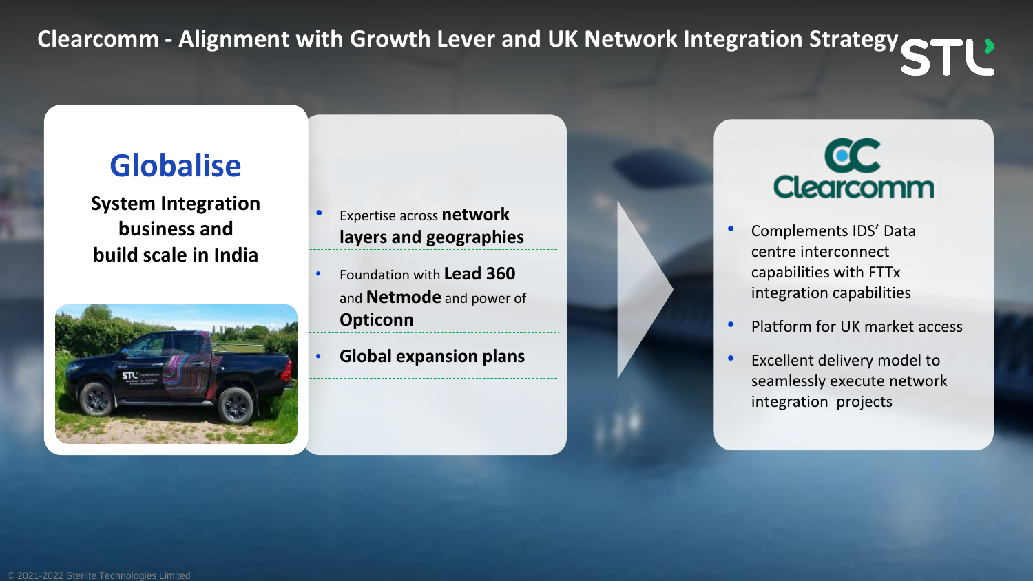# Clearcomm - Alignment with Growth Lever and UK Network Integration Strategy

## Globalise

**System Integration business and build scale in India**

- Expertise across **network layers and geographies**
- Foundation with **Lead 360** and **Netmode** and power of **Opticonn**
- **Global expansion plans**

## Clearcomm

- Complements IDS' Data centre interconnect capabilities with FTTx integration capabilities
- Platform for UK market access
- Excellent delivery model to seamlessly execute network integration projects

© 2021-2022 Sterlite Technologies Limited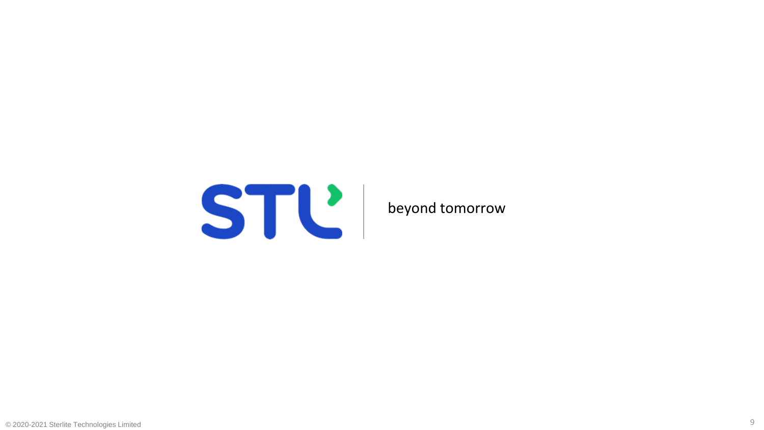STL

beyond tomorrow

© 2020-2021 Sterlite Technologies Limited